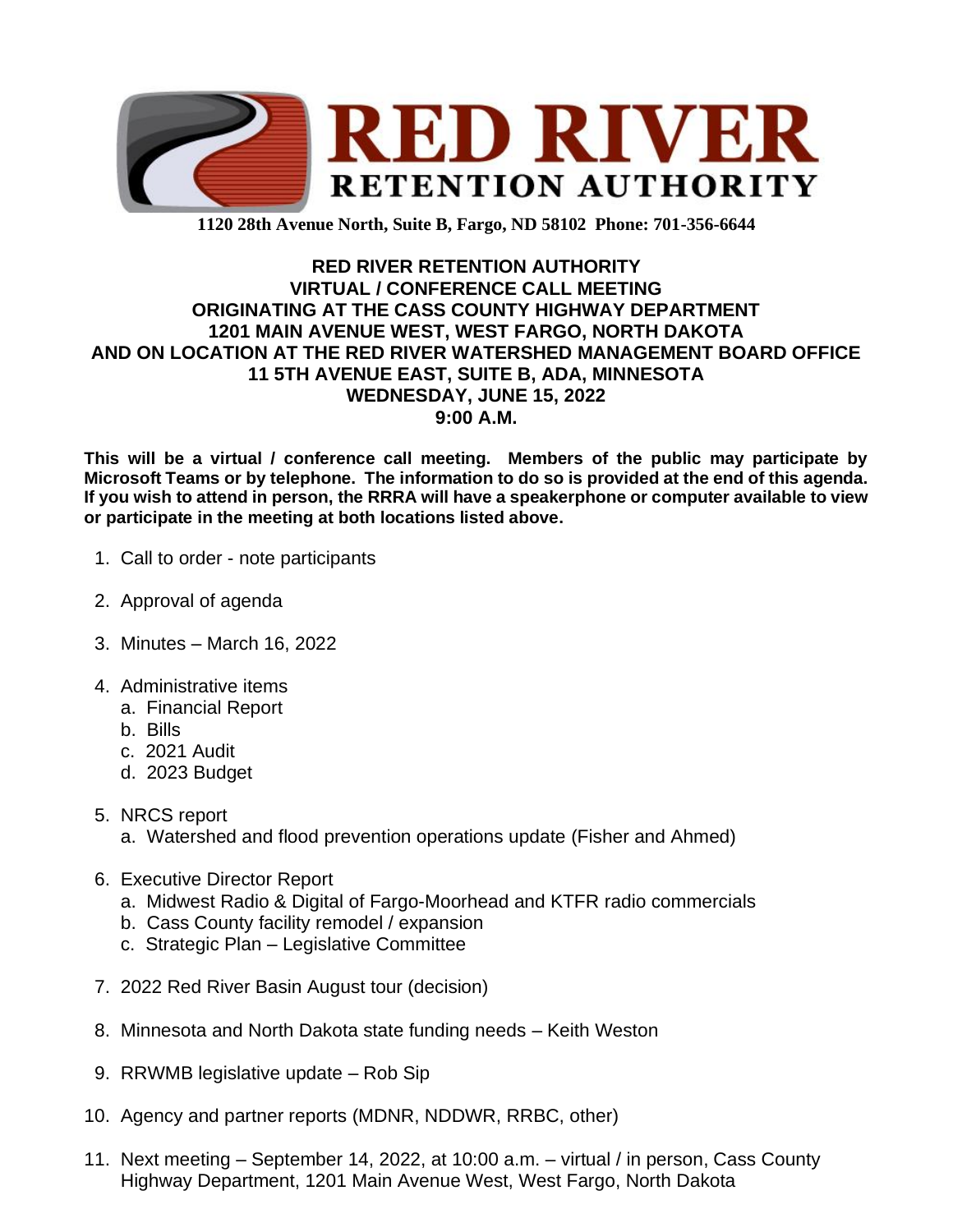# RED RIVER RETENTION AUTHORITY

**1120 28th Avenue North, Suite B, Fargo, ND 58102 Phone: 701-356-6644**

**RED RIVER RETENTION AUTHORITY**
**VIRTUAL / CONFERENCE CALL MEETING**
**ORIGINATING AT THE CASS COUNTY HIGHWAY DEPARTMENT**
**1201 MAIN AVENUE WEST, WEST FARGO, NORTH DAKOTA**
**AND ON LOCATION AT THE RED RIVER WATERSHED MANAGEMENT BOARD OFFICE**
**11 5TH AVENUE EAST, SUITE B, ADA, MINNESOTA**
**WEDNESDAY, JUNE 15, 2022**
**9:00 A.M.**

**This will be a virtual / conference call meeting. Members of the public may participate by Microsoft Teams or by telephone. The information to do so is provided at the end of this agenda. If you wish to attend in person, the RRRA will have a speakerphone or computer available to view or participate in the meeting at both locations listed above.**

1. Call to order - note participants
2. Approval of agenda
3. Minutes – March 16, 2022
4. Administrative items
   a. Financial Report
   b. Bills
   c. 2021 Audit
   d. 2023 Budget
5. NRCS report
   a. Watershed and flood prevention operations update (Fisher and Ahmed)
6. Executive Director Report
   a. Midwest Radio & Digital of Fargo-Moorhead and KTFR radio commercials
   b. Cass County facility remodel / expansion
   c. Strategic Plan – Legislative Committee
7. 2022 Red River Basin August tour (decision)
8. Minnesota and North Dakota state funding needs – Keith Weston
9. RRWMB legislative update – Rob Sip
10. Agency and partner reports (MDNR, NDDWR, RRBC, other)
11. Next meeting – September 14, 2022, at 10:00 a.m. – virtual / in person, Cass County Highway Department, 1201 Main Avenue West, West Fargo, North Dakota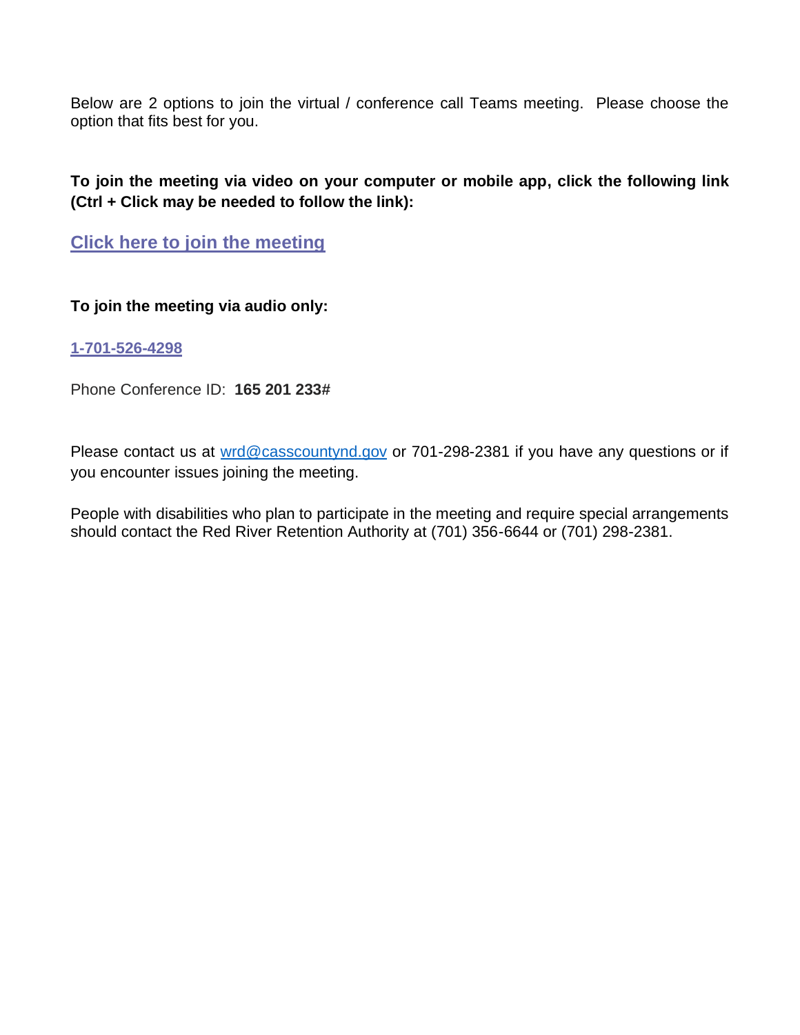Below are 2 options to join the virtual / conference call Teams meeting. Please choose the option that fits best for you.

**To join the meeting via video on your computer or mobile app, click the following link (Ctrl + Click may be needed to follow the link):**

**Click here to join the meeting**

**To join the meeting via audio only:**

**1-701-526-4298**

Phone Conference ID: **165 201 233#**

Please contact us at wrd@casscountynd.gov or 701-298-2381 if you have any questions or if you encounter issues joining the meeting.

People with disabilities who plan to participate in the meeting and require special arrangements should contact the Red River Retention Authority at (701) 356-6644 or (701) 298-2381.